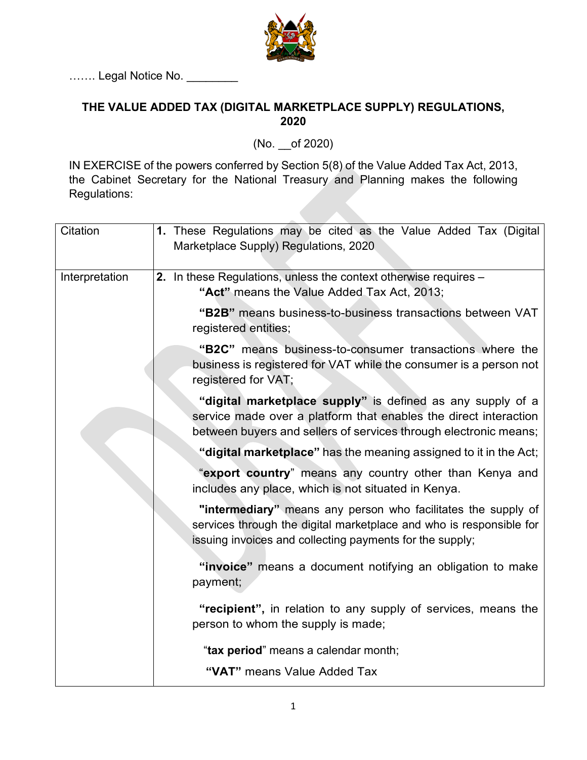……. Legal Notice No. ________

# THE VALUE ADDED TAX (DIGITAL MARKETPLACE SUPPLY) REGULATIONS, 2020

(No. __of 2020)

IN EXERCISE of the powers conferred by Section 5(8) of the Value Added Tax Act, 2013, the Cabinet Secretary for the National Treasury and Planning makes the following Regulations:

| | |
|---|---|
| Citation | **1.** These Regulations may be cited as the Value Added Tax (Digital Marketplace Supply) Regulations, 2020 |
| Interpretation | **2.** In these Regulations, unless the context otherwise requires –<br>**"Act"** means the Value Added Tax Act, 2013;<br>**"B2B"** means business-to-business transactions between VAT registered entities;<br>**"B2C"** means business-to-consumer transactions where the business is registered for VAT while the consumer is a person not registered for VAT;<br>**"digital marketplace supply"** is defined as any supply of a service made over a platform that enables the direct interaction between buyers and sellers of services through electronic means;<br>**"digital marketplace"** has the meaning assigned to it in the Act;<br>"**export country**" means any country other than Kenya and includes any place, which is not situated in Kenya.<br>**"intermediary"** means any person who facilitates the supply of services through the digital marketplace and who is responsible for issuing invoices and collecting payments for the supply;<br>**"invoice"** means a document notifying an obligation to make payment;<br>**"recipient",** in relation to any supply of services, means the person to whom the supply is made;<br>"**tax period**" means a calendar month;<br>**"VAT"** means Value Added Tax |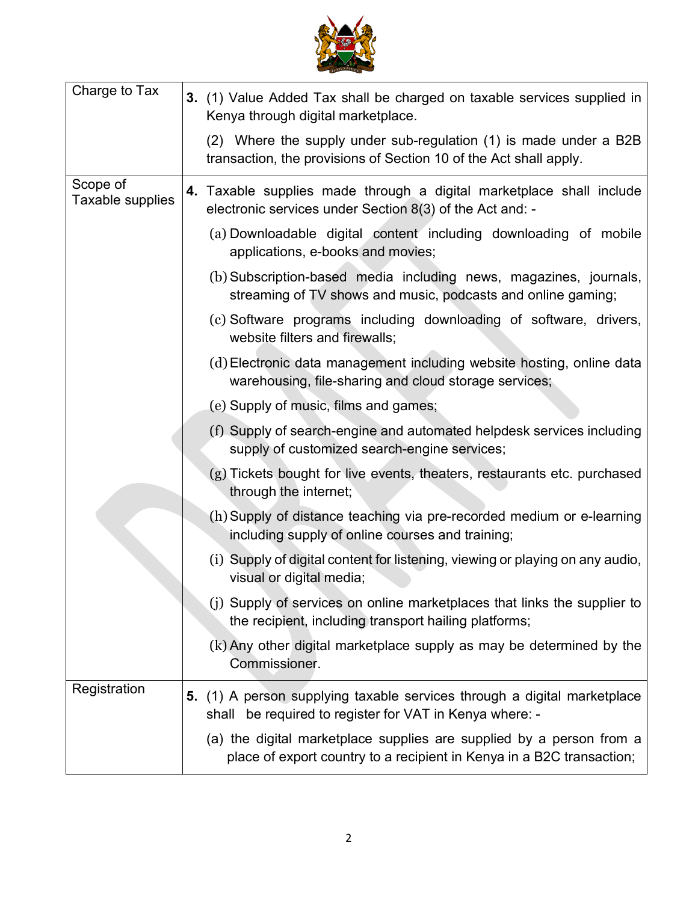| | |
|---|---|
| Charge to Tax | **3.** (1) Value Added Tax shall be charged on taxable services supplied in Kenya through digital marketplace.<br><br>(2) Where the supply under sub-regulation (1) is made under a B2B transaction, the provisions of Section 10 of the Act shall apply. |
| Scope of Taxable supplies | **4.** Taxable supplies made through a digital marketplace shall include electronic services under Section 8(3) of the Act and: -<br><br>(a) Downloadable digital content including downloading of mobile applications, e-books and movies;<br><br>(b) Subscription-based media including news, magazines, journals, streaming of TV shows and music, podcasts and online gaming;<br><br>(c) Software programs including downloading of software, drivers, website filters and firewalls;<br><br>(d) Electronic data management including website hosting, online data warehousing, file-sharing and cloud storage services;<br><br>(e) Supply of music, films and games;<br><br>(f) Supply of search-engine and automated helpdesk services including supply of customized search-engine services;<br><br>(g) Tickets bought for live events, theaters, restaurants etc. purchased through the internet;<br><br>(h) Supply of distance teaching via pre-recorded medium or e-learning including supply of online courses and training;<br><br>(i) Supply of digital content for listening, viewing or playing on any audio, visual or digital media;<br><br>(j) Supply of services on online marketplaces that links the supplier to the recipient, including transport hailing platforms;<br><br>(k) Any other digital marketplace supply as may be determined by the Commissioner. |
| Registration | **5.** (1) A person supplying taxable services through a digital marketplace shall be required to register for VAT in Kenya where: -<br><br>(a) the digital marketplace supplies are supplied by a person from a place of export country to a recipient in Kenya in a B2C transaction; |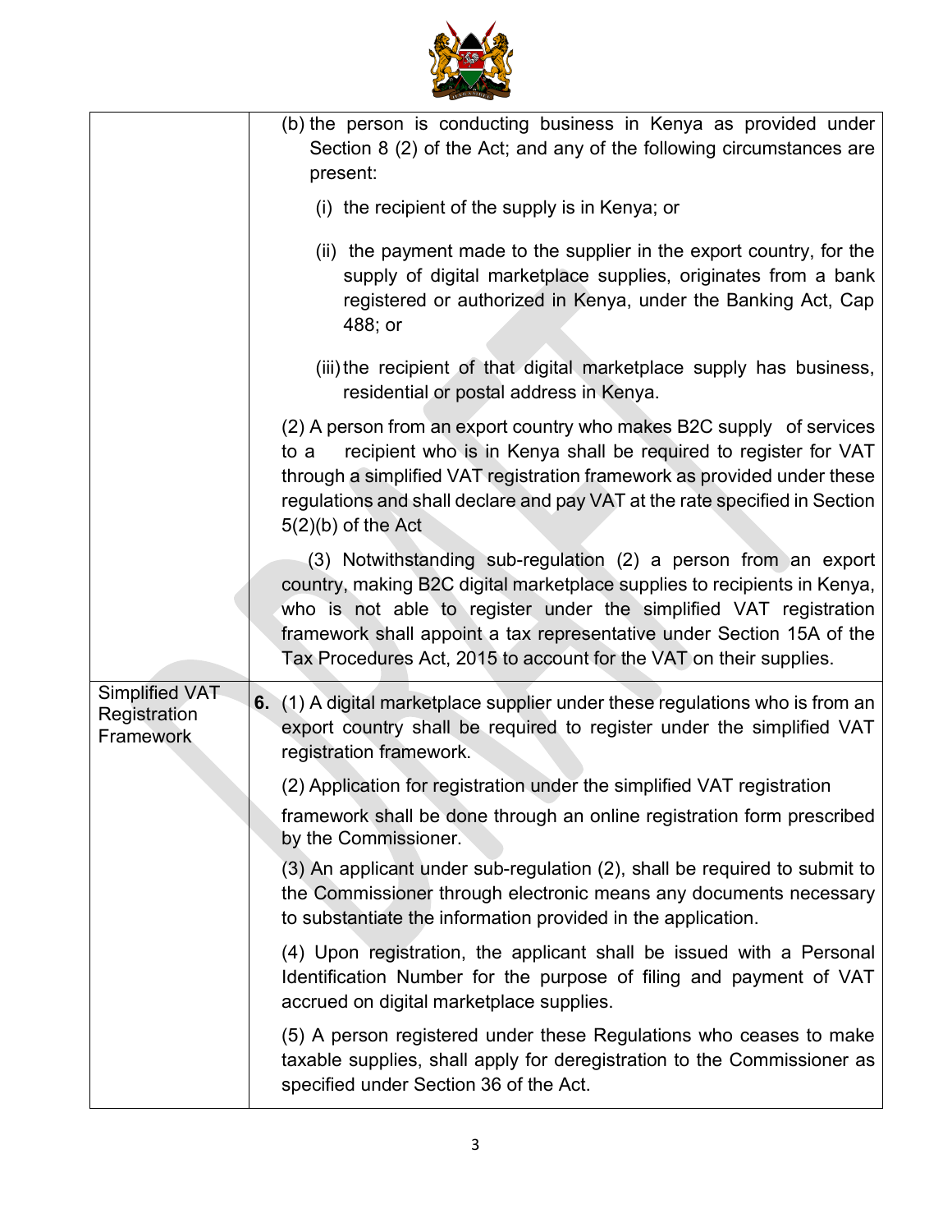| | |
|---|---|
| | (b) the person is conducting business in Kenya as provided under Section 8 (2) of the Act; and any of the following circumstances are present:<br><br>(i) the recipient of the supply is in Kenya; or<br><br>(ii) the payment made to the supplier in the export country, for the supply of digital marketplace supplies, originates from a bank registered or authorized in Kenya, under the Banking Act, Cap 488; or<br><br>(iii) the recipient of that digital marketplace supply has business, residential or postal address in Kenya.<br><br>(2) A person from an export country who makes B2C supply of services to a recipient who is in Kenya shall be required to register for VAT through a simplified VAT registration framework as provided under these regulations and shall declare and pay VAT at the rate specified in Section 5(2)(b) of the Act<br><br>(3) Notwithstanding sub-regulation (2) a person from an export country, making B2C digital marketplace supplies to recipients in Kenya, who is not able to register under the simplified VAT registration framework shall appoint a tax representative under Section 15A of the Tax Procedures Act, 2015 to account for the VAT on their supplies. |
| Simplified VAT Registration Framework | **6.** (1) A digital marketplace supplier under these regulations who is from an export country shall be required to register under the simplified VAT registration framework.<br><br>(2) Application for registration under the simplified VAT registration framework shall be done through an online registration form prescribed by the Commissioner.<br><br>(3) An applicant under sub-regulation (2), shall be required to submit to the Commissioner through electronic means any documents necessary to substantiate the information provided in the application.<br><br>(4) Upon registration, the applicant shall be issued with a Personal Identification Number for the purpose of filing and payment of VAT accrued on digital marketplace supplies.<br><br>(5) A person registered under these Regulations who ceases to make taxable supplies, shall apply for deregistration to the Commissioner as specified under Section 36 of the Act. |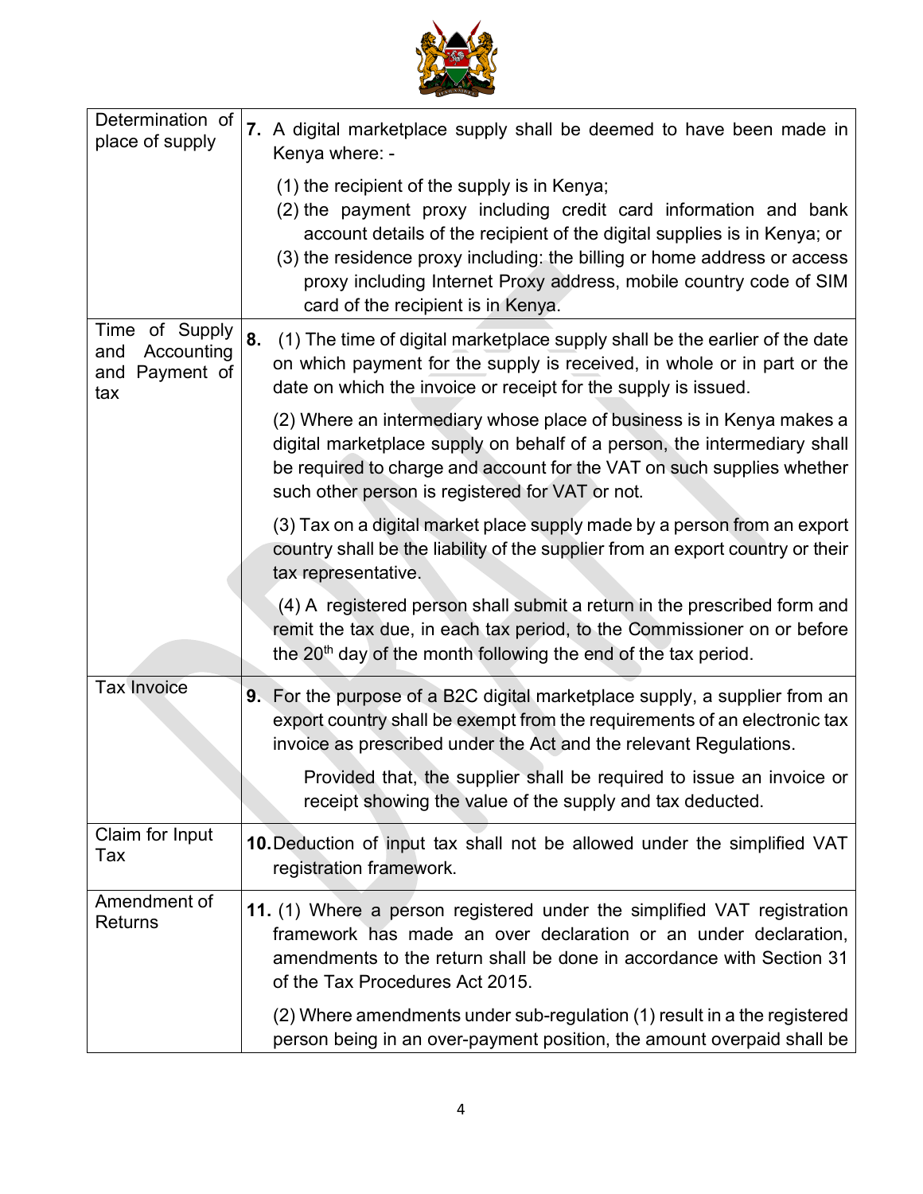| | |
|---|---|
| Determination of place of supply | **7.** A digital marketplace supply shall be deemed to have been made in Kenya where: -<br><br>(1) the recipient of the supply is in Kenya;<br>(2) the payment proxy including credit card information and bank account details of the recipient of the digital supplies is in Kenya; or<br>(3) the residence proxy including: the billing or home address or access proxy including Internet Proxy address, mobile country code of SIM card of the recipient is in Kenya. |
| Time of Supply and Accounting and Payment of tax | **8.** (1) The time of digital marketplace supply shall be the earlier of the date on which payment for the supply is received, in whole or in part or the date on which the invoice or receipt for the supply is issued.<br><br>(2) Where an intermediary whose place of business is in Kenya makes a digital marketplace supply on behalf of a person, the intermediary shall be required to charge and account for the VAT on such supplies whether such other person is registered for VAT or not.<br><br>(3) Tax on a digital market place supply made by a person from an export country shall be the liability of the supplier from an export country or their tax representative.<br><br>(4) A registered person shall submit a return in the prescribed form and remit the tax due, in each tax period, to the Commissioner on or before the 20th day of the month following the end of the tax period. |
| Tax Invoice | **9.** For the purpose of a B2C digital marketplace supply, a supplier from an export country shall be exempt from the requirements of an electronic tax invoice as prescribed under the Act and the relevant Regulations.<br><br>Provided that, the supplier shall be required to issue an invoice or receipt showing the value of the supply and tax deducted. |
| Claim for Input Tax | **10.** Deduction of input tax shall not be allowed under the simplified VAT registration framework. |
| Amendment of Returns | **11.** (1) Where a person registered under the simplified VAT registration framework has made an over declaration or an under declaration, amendments to the return shall be done in accordance with Section 31 of the Tax Procedures Act 2015.<br><br>(2) Where amendments under sub-regulation (1) result in a the registered person being in an over-payment position, the amount overpaid shall be |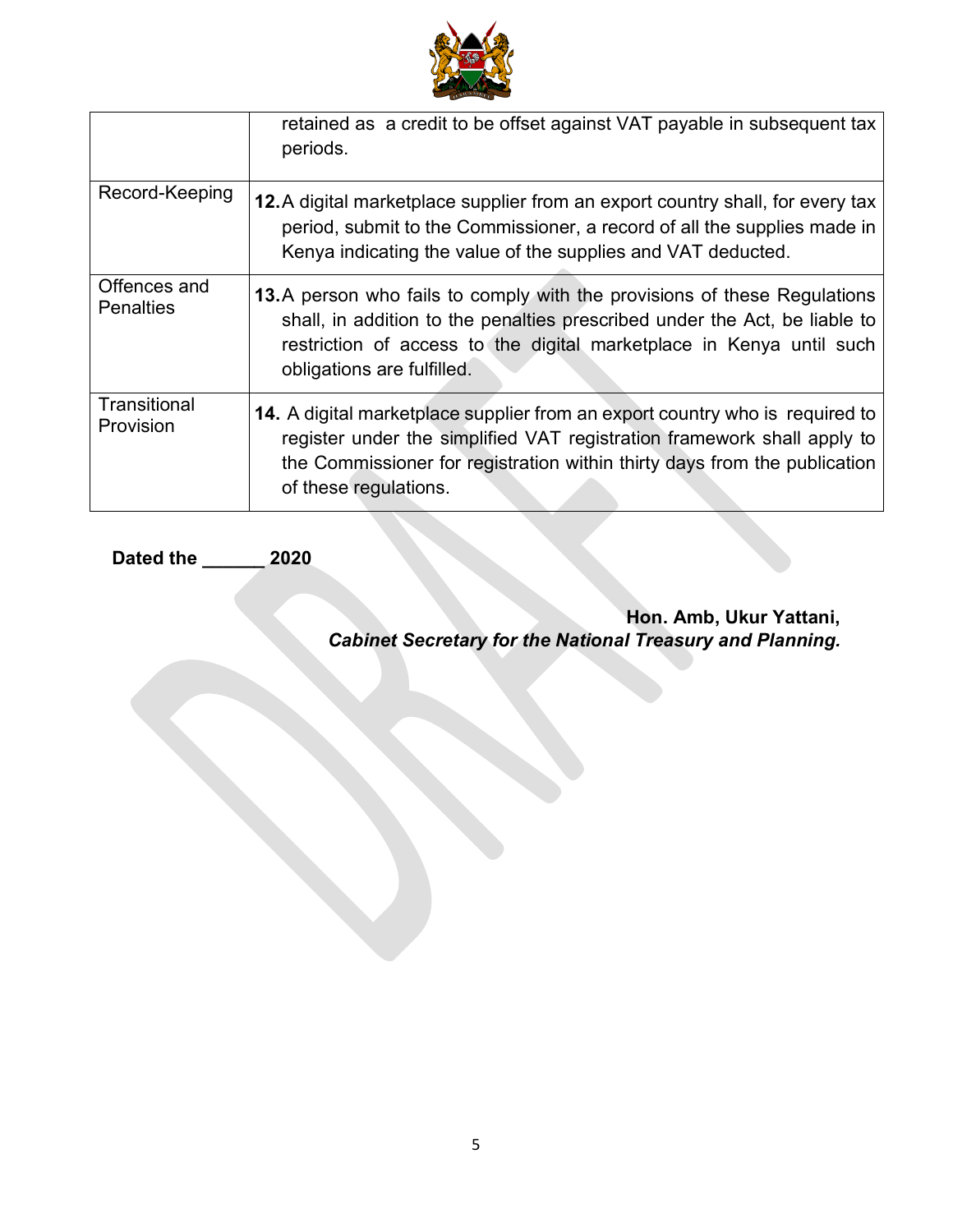| | |
|---|---|
| | retained as a credit to be offset against VAT payable in subsequent tax periods. |
| Record-Keeping | **12.** A digital marketplace supplier from an export country shall, for every tax period, submit to the Commissioner, a record of all the supplies made in Kenya indicating the value of the supplies and VAT deducted. |
| Offences and Penalties | **13.** A person who fails to comply with the provisions of these Regulations shall, in addition to the penalties prescribed under the Act, be liable to restriction of access to the digital marketplace in Kenya until such obligations are fulfilled. |
| Transitional Provision | **14.** A digital marketplace supplier from an export country who is required to register under the simplified VAT registration framework shall apply to the Commissioner for registration within thirty days from the publication of these regulations. |

**Dated the ______ 2020**

**Hon. Amb, Ukur Yattani,**
***Cabinet Secretary for the National Treasury and Planning.***